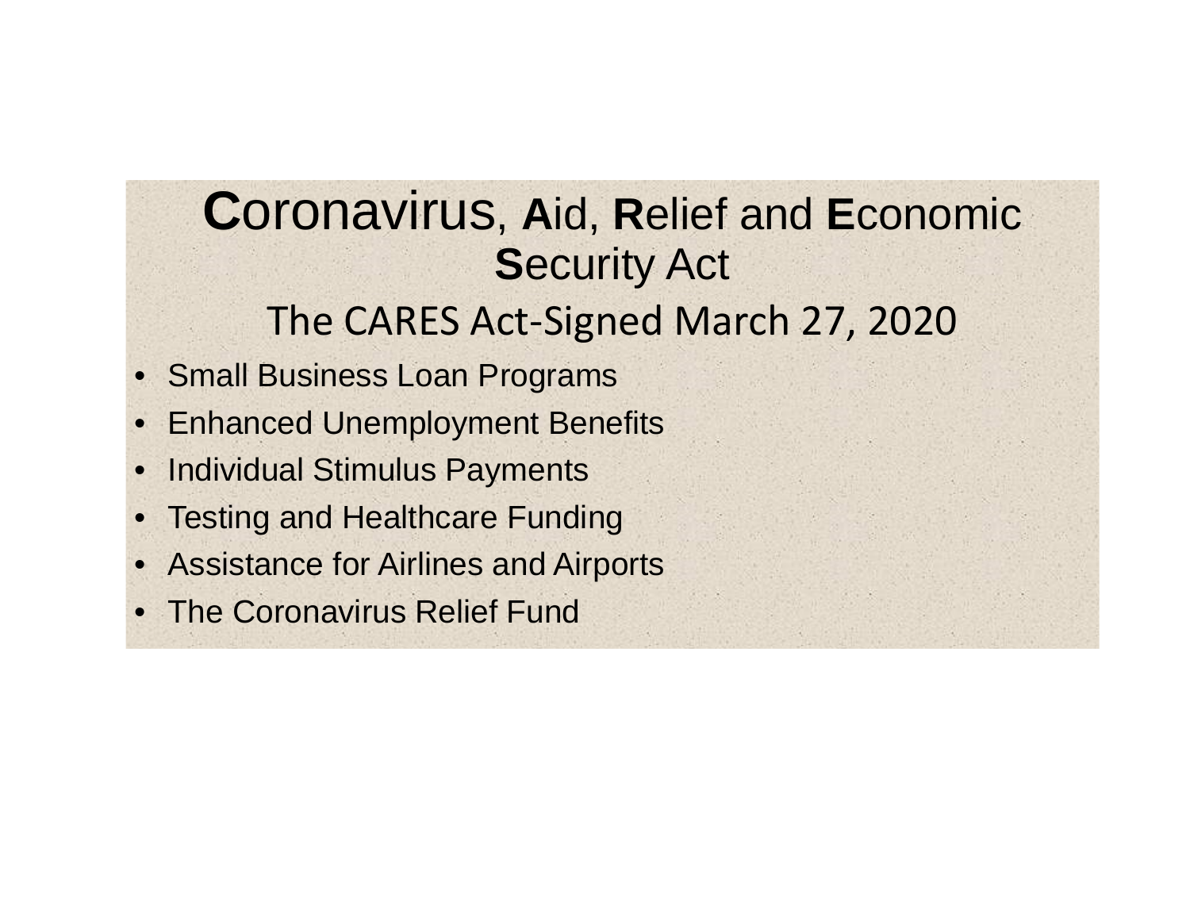# **C**oronavirus, **A**id, **R**elief and **E**conomic **S**ecurity Act

## The CARES Act-Signed March 27, 2020

- Small Business Loan Programs
- Enhanced Unemployment Benefits
- Individual Stimulus Payments
- Testing and Healthcare Funding
- Assistance for Airlines and Airports
- The Coronavirus Relief Fund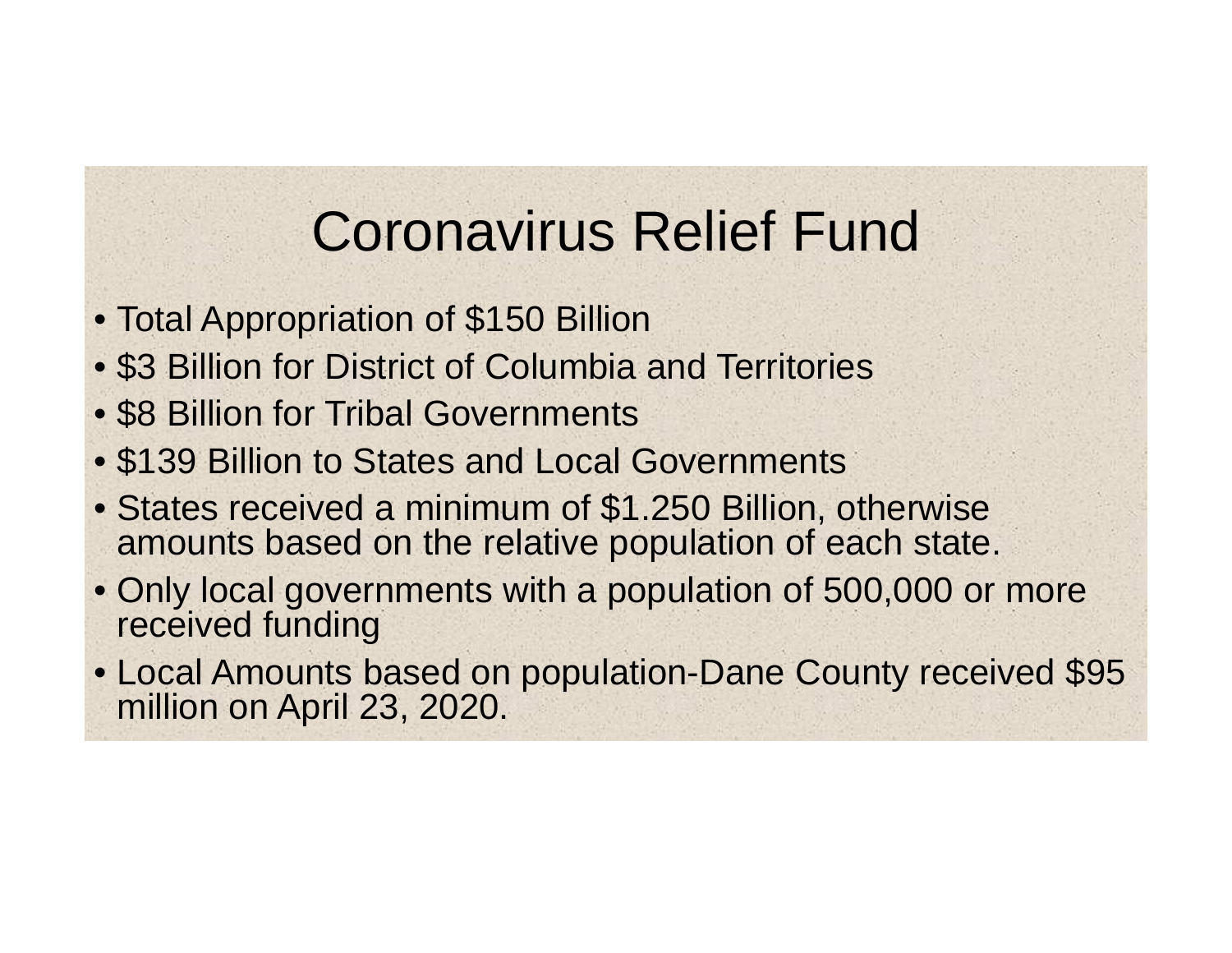# Coronavirus Relief Fund

- Total Appropriation of $150 Billion
- $3 Billion for District of Columbia and Territories
- $8 Billion for Tribal Governments
- $139 Billion to States and Local Governments
- States received a minimum of $1.250 Billion, otherwise amounts based on the relative population of each state.
- Only local governments with a population of 500,000 or more received funding
- Local Amounts based on population-Dane County received $95 million on April 23, 2020.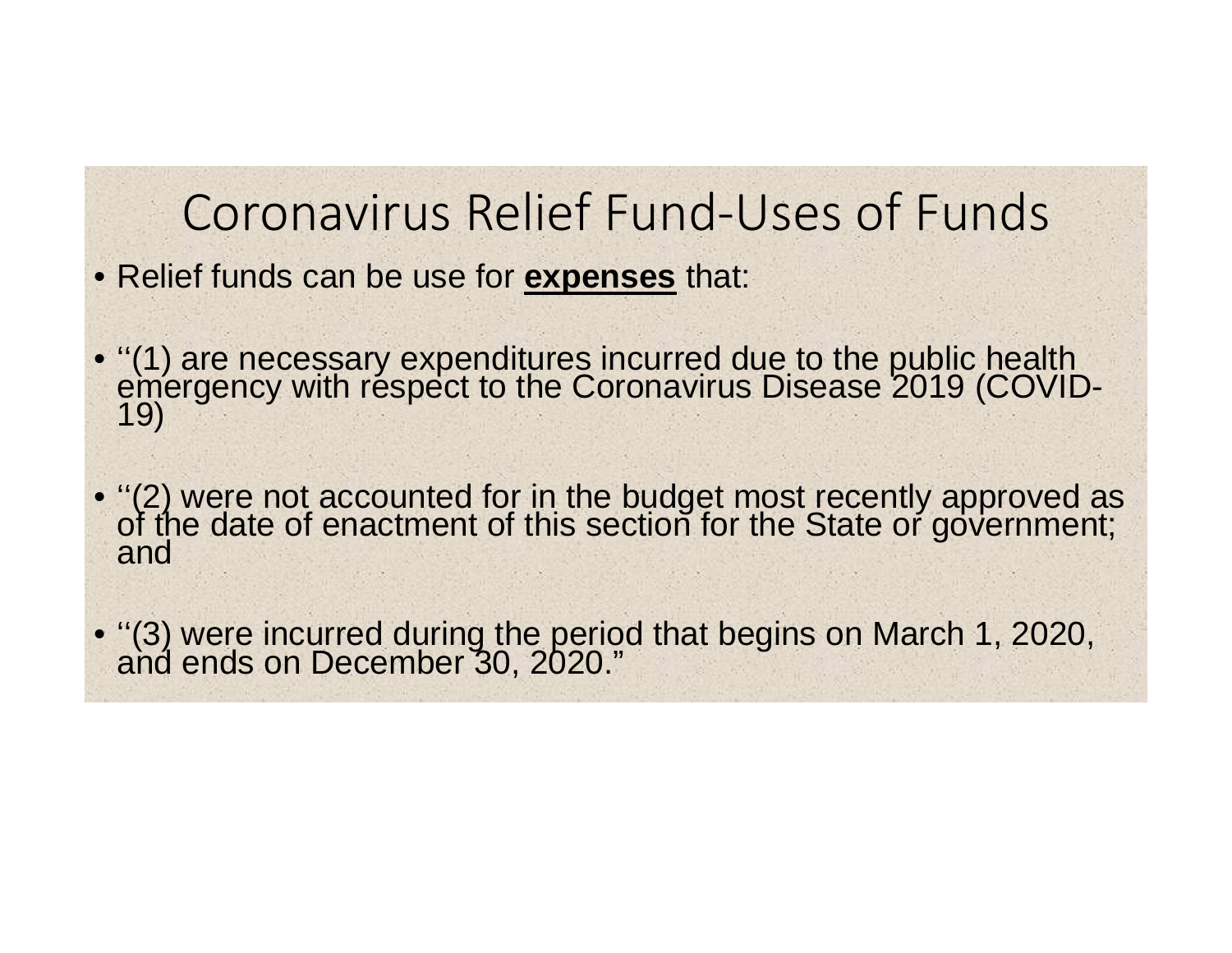# Coronavirus Relief Fund-Uses of Funds

- Relief funds can be use for **expenses** that:
- ''(1) are necessary expenditures incurred due to the public health emergency with respect to the Coronavirus Disease 2019 (COVID-19)
- ''(2) were not accounted for in the budget most recently approved as of the date of enactment of this section for the State or government; and
- ''(3) were incurred during the period that begins on March 1, 2020, and ends on December 30, 2020."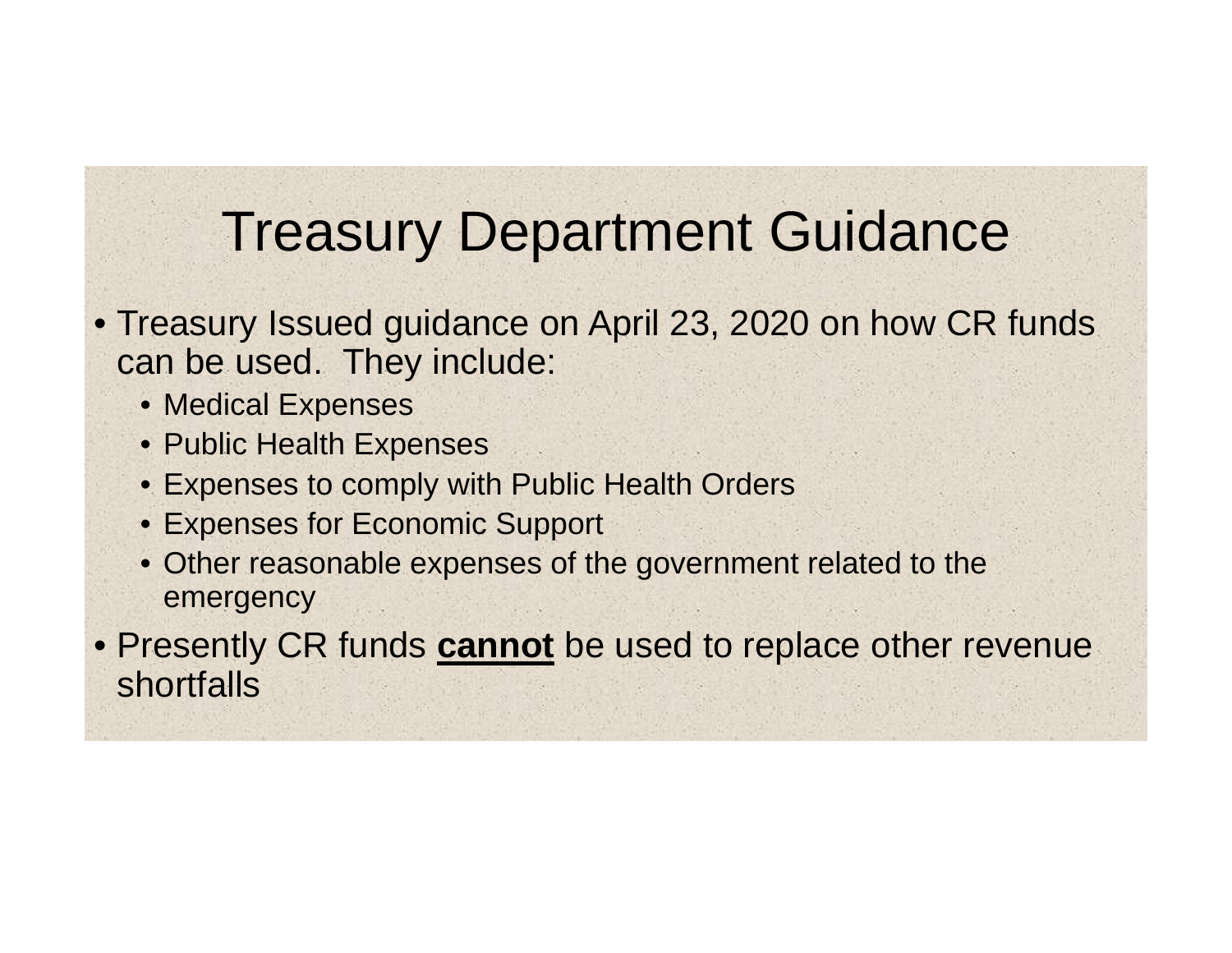# Treasury Department Guidance

- Treasury Issued guidance on April 23, 2020 on how CR funds can be used. They include:
  - Medical Expenses
  - Public Health Expenses
  - Expenses to comply with Public Health Orders
  - Expenses for Economic Support
  - Other reasonable expenses of the government related to the emergency
- Presently CR funds **cannot** be used to replace other revenue shortfalls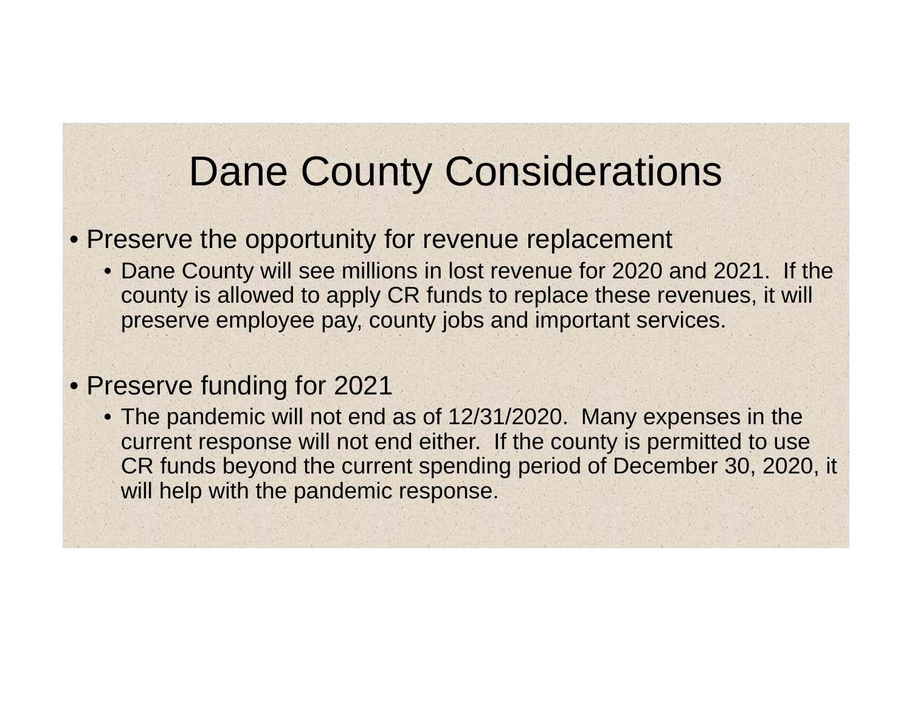# Dane County Considerations

- Preserve the opportunity for revenue replacement
  - Dane County will see millions in lost revenue for 2020 and 2021. If the county is allowed to apply CR funds to replace these revenues, it will preserve employee pay, county jobs and important services.

- Preserve funding for 2021
  - The pandemic will not end as of 12/31/2020. Many expenses in the current response will not end either. If the county is permitted to use CR funds beyond the current spending period of December 30, 2020, it will help with the pandemic response.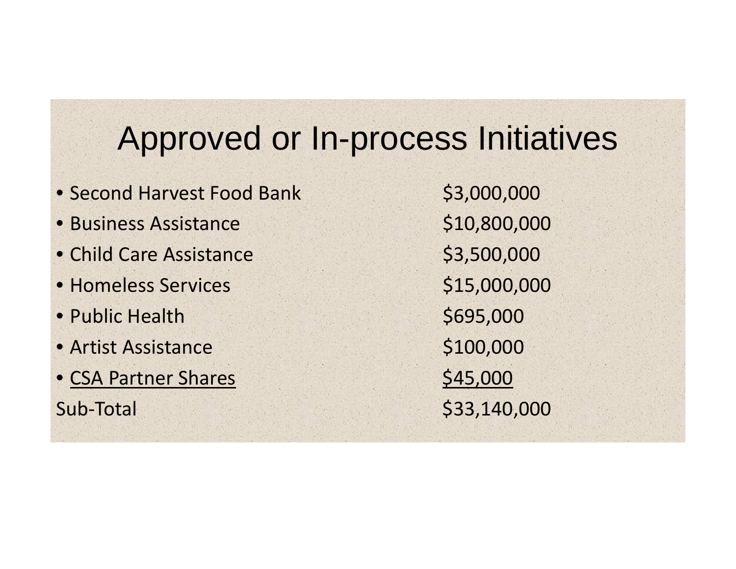# Approved or In-process Initiatives

| Initiative | Amount |
| --- | --- |
| Second Harvest Food Bank | $3,000,000 |
| Business Assistance | $10,800,000 |
| Child Care Assistance | $3,500,000 |
| Homeless Services | $15,000,000 |
| Public Health | $695,000 |
| Artist Assistance | $100,000 |
| CSA Partner Shares | $45,000 |
| Sub-Total | $33,140,000 |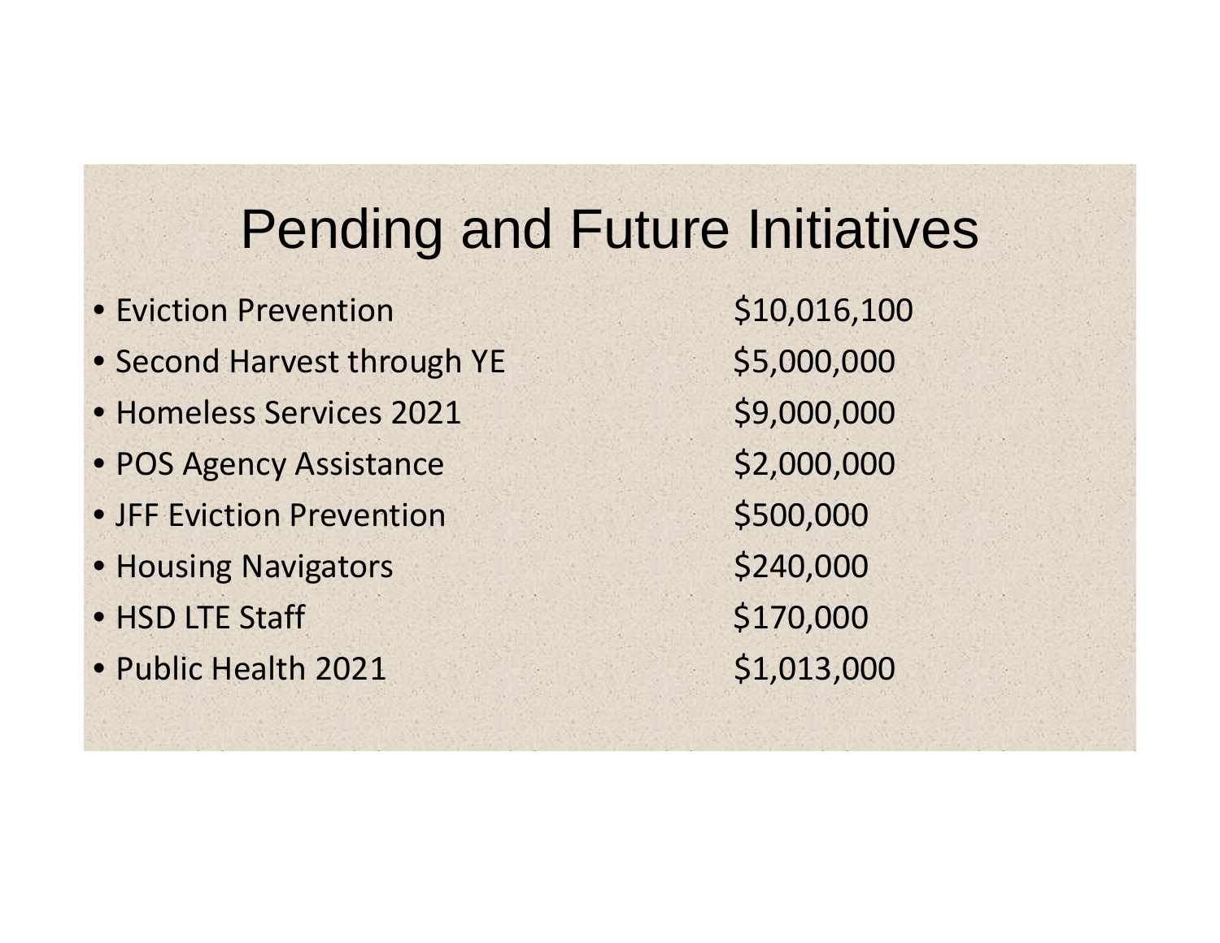# Pending and Future Initiatives

| Initiative | Amount |
| --- | --- |
| Eviction Prevention | $10,016,100 |
| Second Harvest through YE | $5,000,000 |
| Homeless Services 2021 | $9,000,000 |
| POS Agency Assistance | $2,000,000 |
| JFF Eviction Prevention | $500,000 |
| Housing Navigators | $240,000 |
| HSD LTE Staff | $170,000 |
| Public Health 2021 | $1,013,000 |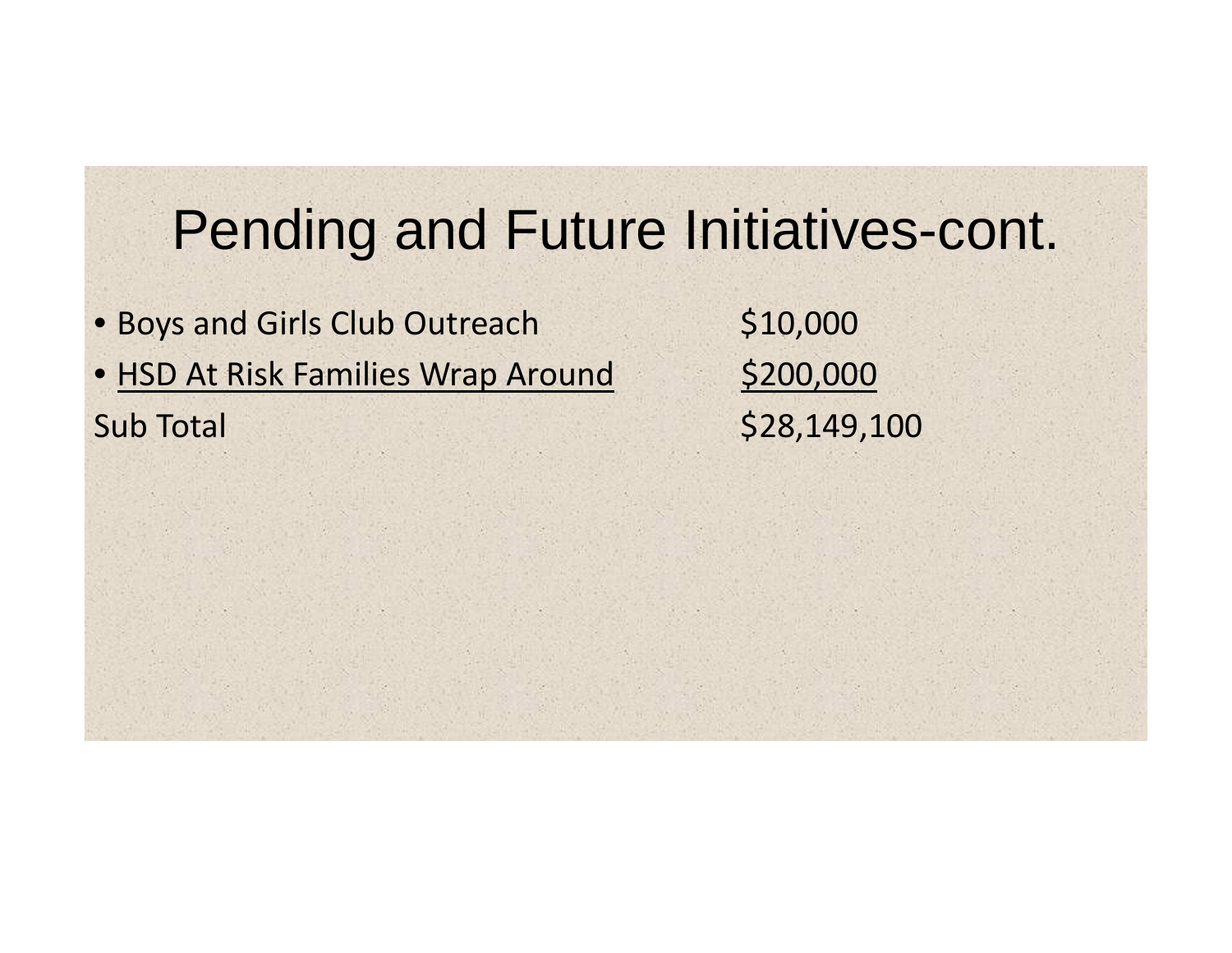# Pending and Future Initiatives-cont.

| | |
|---|---|
| • Boys and Girls Club Outreach | $10,000 |
| • <u>HSD At Risk Families Wrap Around</u> | <u>$200,000</u> |
| Sub Total | $28,149,100 |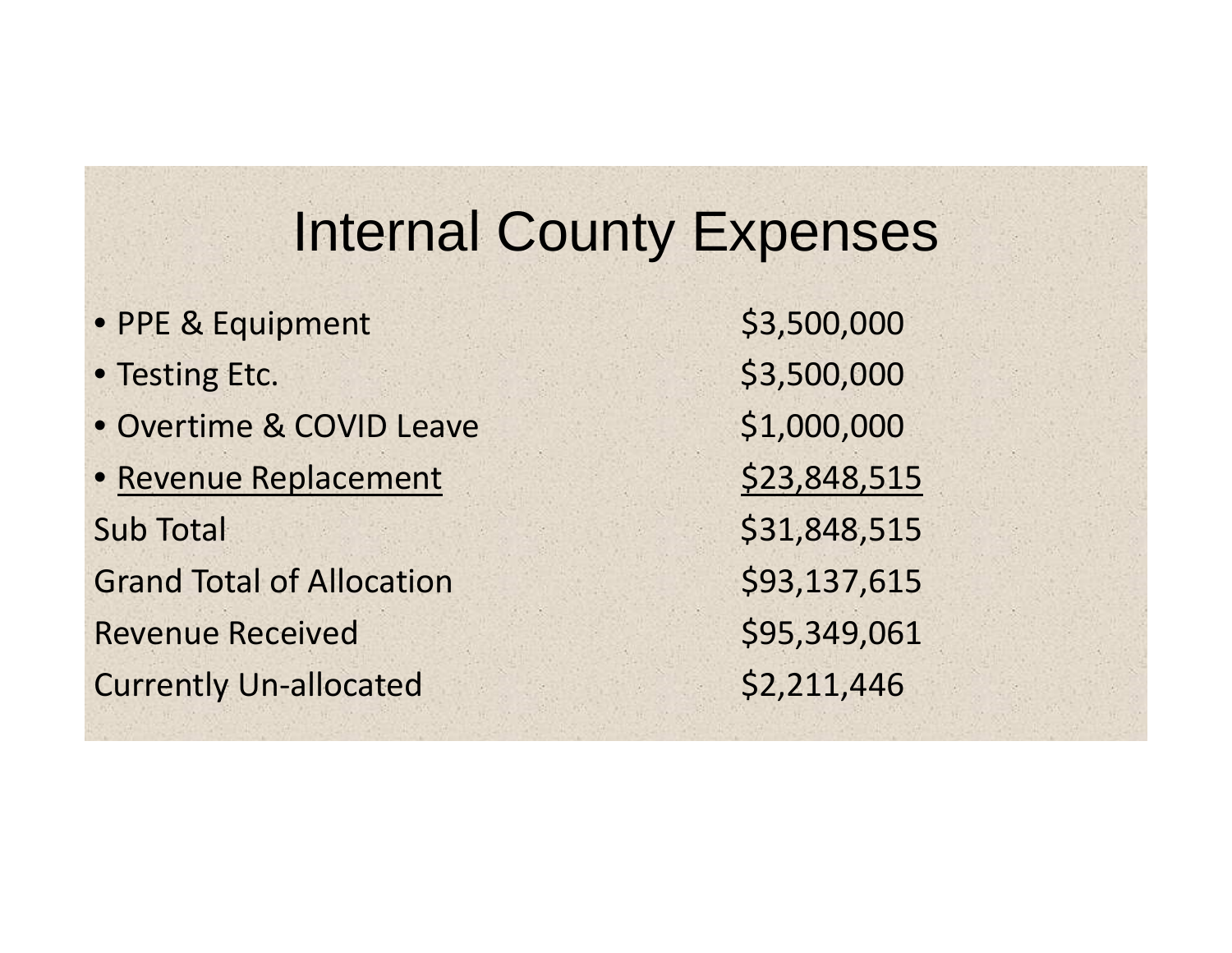# Internal County Expenses

| Item | Amount |
|---|---|
| • PPE & Equipment | $3,500,000 |
| • Testing Etc. | $3,500,000 |
| • Overtime & COVID Leave | $1,000,000 |
| • Revenue Replacement | $23,848,515 |
| Sub Total | $31,848,515 |
| Grand Total of Allocation | $93,137,615 |
| Revenue Received | $95,349,061 |
| Currently Un-allocated | $2,211,446 |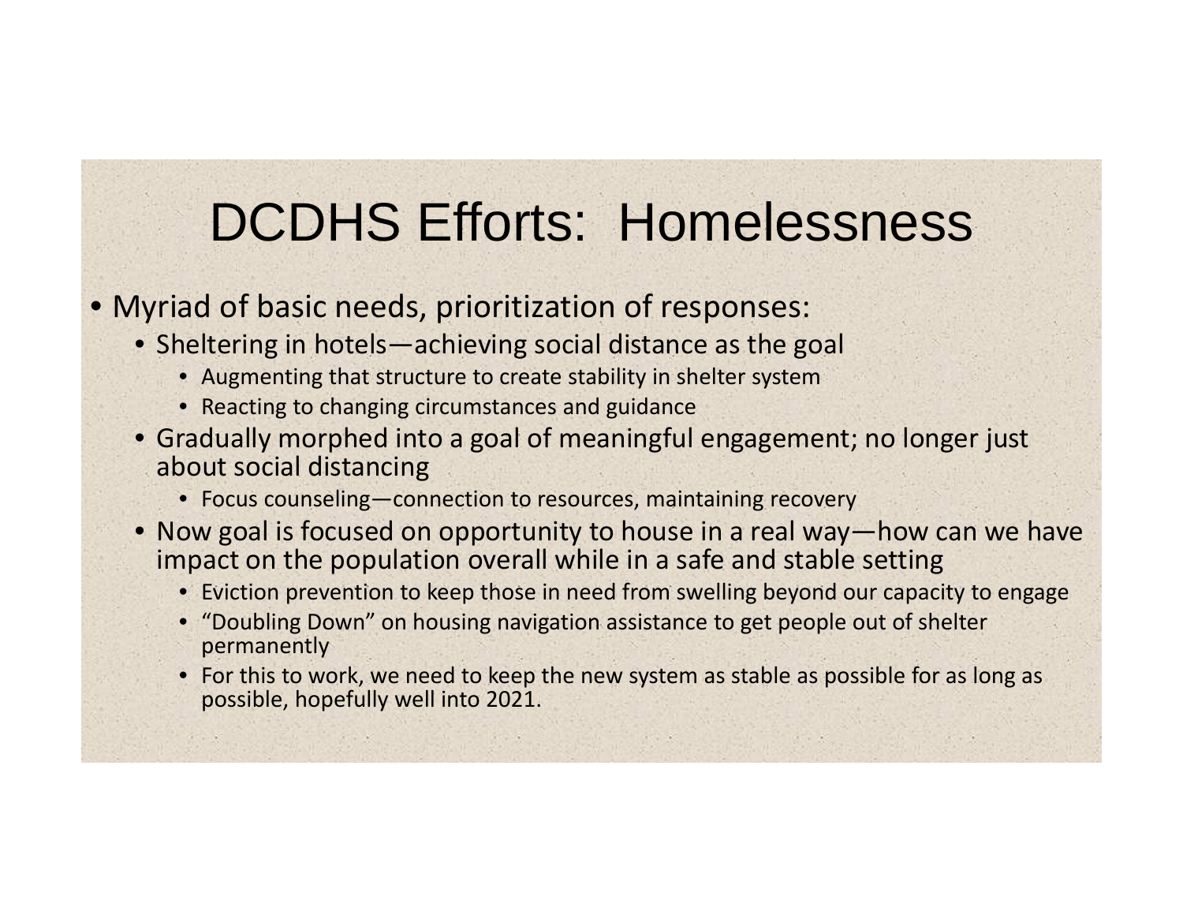# DCDHS Efforts: Homelessness

- Myriad of basic needs, prioritization of responses:
  - Sheltering in hotels—achieving social distance as the goal
    - Augmenting that structure to create stability in shelter system
    - Reacting to changing circumstances and guidance
  - Gradually morphed into a goal of meaningful engagement; no longer just about social distancing
    - Focus counseling—connection to resources, maintaining recovery
  - Now goal is focused on opportunity to house in a real way—how can we have impact on the population overall while in a safe and stable setting
    - Eviction prevention to keep those in need from swelling beyond our capacity to engage
    - "Doubling Down" on housing navigation assistance to get people out of shelter permanently
    - For this to work, we need to keep the new system as stable as possible for as long as possible, hopefully well into 2021.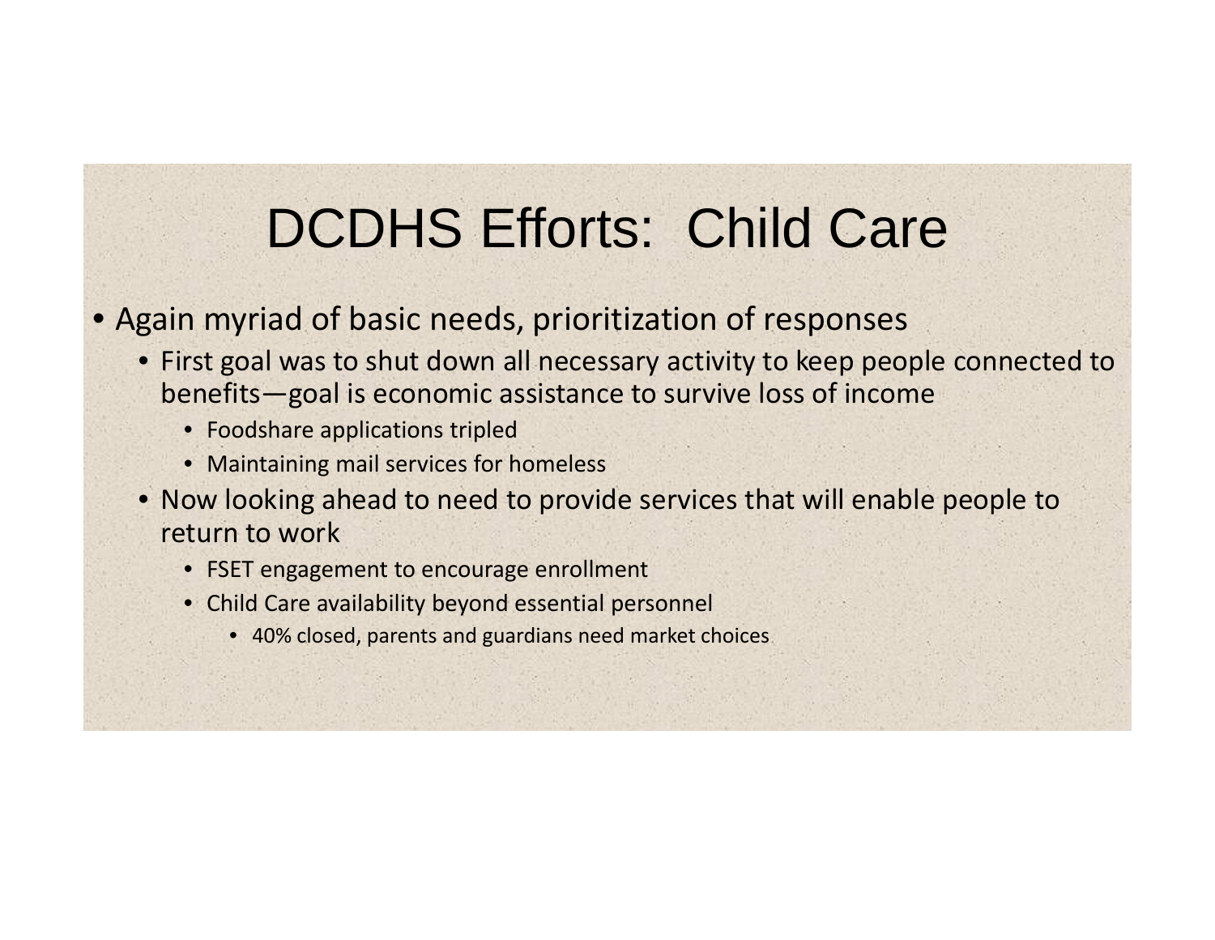# DCDHS Efforts: Child Care

- Again myriad of basic needs, prioritization of responses
  - First goal was to shut down all necessary activity to keep people connected to benefits—goal is economic assistance to survive loss of income
    - Foodshare applications tripled
    - Maintaining mail services for homeless
  - Now looking ahead to need to provide services that will enable people to return to work
    - FSET engagement to encourage enrollment
    - Child Care availability beyond essential personnel
      - 40% closed, parents and guardians need market choices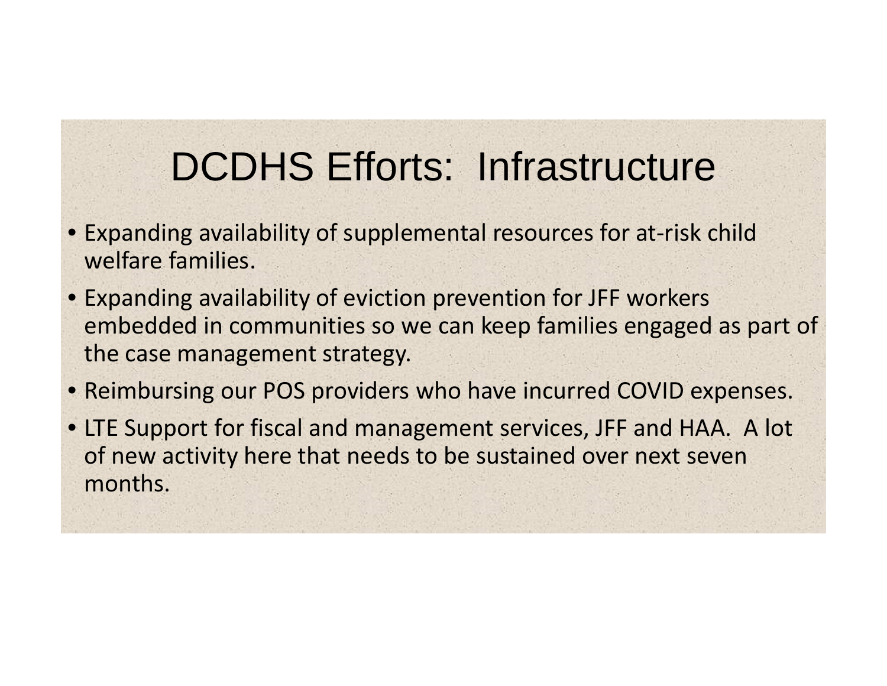# DCDHS Efforts: Infrastructure

- Expanding availability of supplemental resources for at-risk child welfare families.
- Expanding availability of eviction prevention for JFF workers embedded in communities so we can keep families engaged as part of the case management strategy.
- Reimbursing our POS providers who have incurred COVID expenses.
- LTE Support for fiscal and management services, JFF and HAA. A lot of new activity here that needs to be sustained over next seven months.